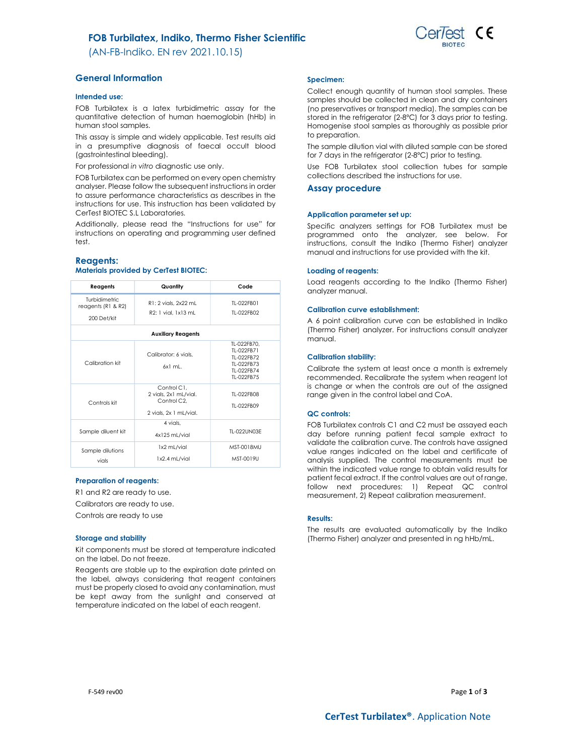# FOB Turbilatex, Indiko, Thermo Fisher Scientific

(AN-FB-Indiko. EN rev 2021.10.15)

## General Information

### Intended use:

FOB Turbilatex is a latex turbidimetric assay for the quantitative detection of human haemoglobin (hHb) in human stool samples.

This assay is simple and widely applicable. Test results aid in a presumptive diagnosis of faecal occult blood (gastrointestinal bleeding).

For professional *in vitro* diagnostic use only.

FOB Turbilatex can be performed on every open chemistry analyser. Please follow the subsequent instructions in order to assure performance characteristics as describes in the instructions for use. This instruction has been validated by CerTest BIOTEC S.L Laboratories.

Additionally, please read the "Instructions for use" for instructions on operating and programming user defined test.

## Reagents:

### Materials provided by CerTest BIOTEC:

| Reagents | Quantity | Code |
|---|---|---|
| Turbidimetric reagents (R1 & R2) 200 Det/kit | R1: 2 vials, 2x22 mL<br>R2: 1 vial, 1x13 mL | TL-022FB01<br>TL-022FB02 |
| **Auxiliary Reagents** | | |
| Calibration kit | Calibrator: 6 vials, 6x1 mL. | TL-022FB70,<br>TL-022FB71<br>TL-022FB72<br>TL-022FB73<br>TL-022FB74<br>TL-022FB75 |
| Controls kit | Control C1, 2 vials, 2x1 mL/vial.<br>Control C2, 2 vials, 2x 1 mL/vial. | TL-022FB08<br>TL-022FB09 |
| Sample diluent kit | 4 vials, 4x125 mL/vial | TL-022UN03E |
| Sample dilutions vials | 1x2 mL/vial<br>1x2.4 mL/vial | MST-0018MU<br>MST-0019U |

### Preparation of reagents:

R1 and R2 are ready to use.

Calibrators are ready to use.

Controls are ready to use

### Storage and stability

Kit components must be stored at temperature indicated on the label. Do not freeze.

Reagents are stable up to the expiration date printed on the label, always considering that reagent containers must be properly closed to avoid any contamination, must be kept away from the sunlight and conserved at temperature indicated on the label of each reagent.

### Specimen:

Collect enough quantity of human stool samples. These samples should be collected in clean and dry containers (no preservatives or transport media). The samples can be stored in the refrigerator (2-8ºC) for 3 days prior to testing. Homogenise stool samples as thoroughly as possible prior to preparation.

The sample dilution vial with diluted sample can be stored for 7 days in the refrigerator (2-8ºC) prior to testing.

Use FOB Turbilatex stool collection tubes for sample collections described the instructions for use.

## Assay procedure

### Application parameter set up:

Specific analyzers settings for FOB Turbilatex must be programmed onto the analyzer, see below. For instructions, consult the Indiko (Thermo Fisher) analyzer manual and instructions for use provided with the kit.

### Loading of reagents:

Load reagents according to the Indiko (Thermo Fisher) analyzer manual.

### Calibration curve establishment:

A 6 point calibration curve can be established in Indiko (Thermo Fisher) analyzer. For instructions consult analyzer manual.

### Calibration stability:

Calibrate the system at least once a month is extremely recommended. Recalibrate the system when reagent lot is change or when the controls are out of the assigned range given in the control label and CoA.

### QC controls:

FOB Turbilatex controls C1 and C2 must be assayed each day before running patient fecal sample extract to validate the calibration curve. The controls have assigned value ranges indicated on the label and certificate of analysis supplied. The control measurements must be within the indicated value range to obtain valid results for patient fecal extract. If the control values are out of range, follow next procedures: 1) Repeat QC control measurement, 2) Repeat calibration measurement.

### Results:

The results are evaluated automatically by the Indiko (Thermo Fisher) analyzer and presented in ng hHb/mL.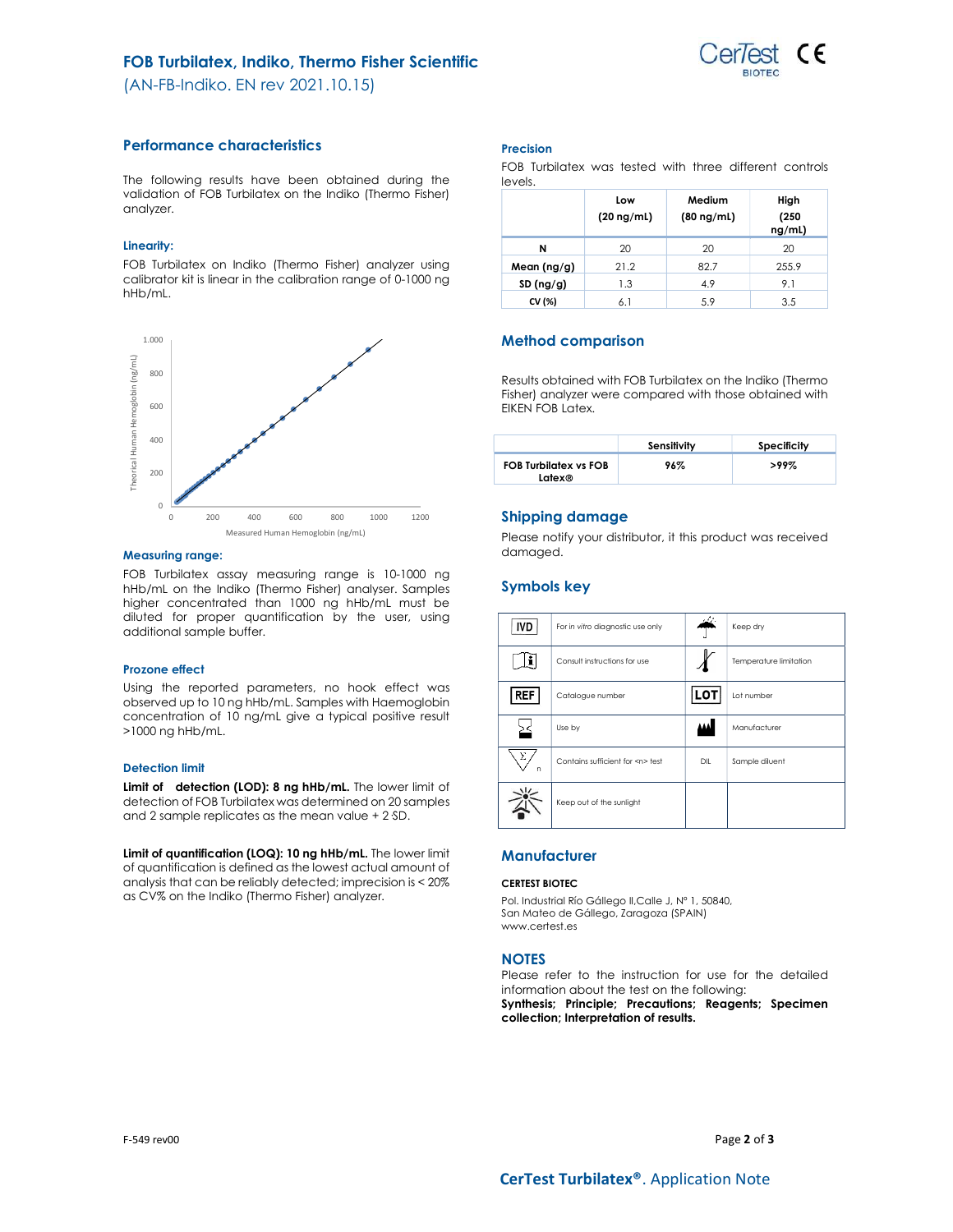# FOB Turbilatex, Indiko, Thermo Fisher Scientific

(AN-FB-Indiko. EN rev 2021.10.15)

## Performance characteristics

The following results have been obtained during the validation of FOB Turbilatex on the Indiko (Thermo Fisher) analyzer.

### Linearity:

FOB Turbilatex on Indiko (Thermo Fisher) analyzer using calibrator kit is linear in the calibration range of 0-1000 ng hHb/mL.

### Measuring range:

FOB Turbilatex assay measuring range is 10-1000 ng hHb/mL on the Indiko (Thermo Fisher) analyser. Samples higher concentrated than 1000 ng hHb/mL must be diluted for proper quantification by the user, using additional sample buffer.

### Prozone effect

Using the reported parameters, no hook effect was observed up to 10 ng hHb/mL. Samples with Haemoglobin concentration of 10 ng/mL give a typical positive result >1000 ng hHb/mL.

### Detection limit

**Limit of detection (LOD): 8 ng hHb/mL.** The lower limit of detection of FOB Turbilatex was determined on 20 samples and 2 sample replicates as the mean value + 2 SD.

**Limit of quantification (LOQ): 10 ng hHb/mL.** The lower limit of quantification is defined as the lowest actual amount of analysis that can be reliably detected; imprecision is < 20% as CV% on the Indiko (Thermo Fisher) analyzer.

### Precision

FOB Turbilatex was tested with three different controls levels.

| | Low (20 ng/mL) | Medium (80 ng/mL) | High (250 ng/mL) |
|---|---|---|---|
| N | 20 | 20 | 20 |
| Mean (ng/g) | 21.2 | 82.7 | 255.9 |
| SD (ng/g) | 1.3 | 4.9 | 9.1 |
| CV (%) | 6.1 | 5.9 | 3.5 |

## Method comparison

Results obtained with FOB Turbilatex on the Indiko (Thermo Fisher) analyzer were compared with those obtained with EIKEN FOB Latex.

| | Sensitivity | Specificity |
|---|---|---|
| FOB Turbilatex vs FOB Latex® | 96% | >99% |

## Shipping damage

Please notify your distributor, it this product was received damaged.

## Symbols key

| | | | |
|---|---|---|---|
| IVD | For in *vitro* diagnostic use only | | Keep dry |
| | Consult instructions for use | | Temperature limitation |
| REF | Catalogue number | LOT | Lot number |
| | Use by | | Manufacturer |
| | Contains sufficient for <n> test | DIL | Sample diluent |
| | Keep out of the sunlight | | |

## Manufacturer

**CERTEST BIOTEC**

Pol. Industrial Río Gállego II,Calle J, Nº 1, 50840,
San Mateo de Gállego, Zaragoza (SPAIN)
www.certest.es

## NOTES

Please refer to the instruction for use for the detailed information about the test on the following:
**Synthesis; Principle; Precautions; Reagents; Specimen collection; Interpretation of results.**

F-549 rev00

**CerTest Turbilatex®**. Application Note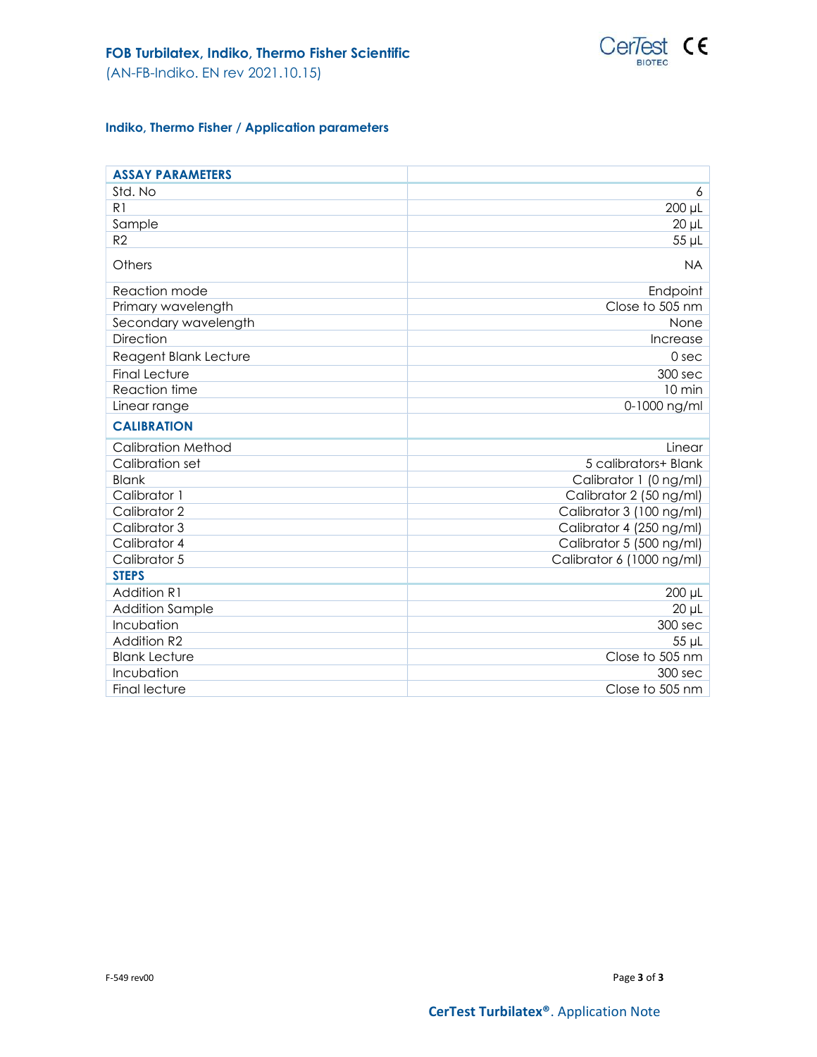# FOB Turbilatex, Indiko, Thermo Fisher Scientific

(AN-FB-Indiko. EN rev 2021.10.15)

## Indiko, Thermo Fisher / Application parameters

| **ASSAY PARAMETERS** | |
|---|---|
| Std. No | 6 |
| R1 | 200 µL |
| Sample | 20 µL |
| R2 | 55 µL |
| Others | NA |
| Reaction mode | Endpoint |
| Primary wavelength | Close to 505 nm |
| Secondary wavelength | None |
| Direction | Increase |
| Reagent Blank Lecture | 0 sec |
| Final Lecture | 300 sec |
| Reaction time | 10 min |
| Linear range | 0-1000 ng/ml |
| **CALIBRATION** | |
| Calibration Method | Linear |
| Calibration set | 5 calibrators+ Blank |
| Blank | Calibrator 1 (0 ng/ml) |
| Calibrator 1 | Calibrator 2 (50 ng/ml) |
| Calibrator 2 | Calibrator 3 (100 ng/ml) |
| Calibrator 3 | Calibrator 4 (250 ng/ml) |
| Calibrator 4 | Calibrator 5 (500 ng/ml) |
| Calibrator 5 | Calibrator 6 (1000 ng/ml) |
| **STEPS** | |
| Addition R1 | 200 µL |
| Addition Sample | 20 µL |
| Incubation | 300 sec |
| Addition R2 | 55 µL |
| Blank Lecture | Close to 505 nm |
| Incubation | 300 sec |
| Final lecture | Close to 505 nm |

F-549 rev00

**CerTest Turbilatex®**. Application Note